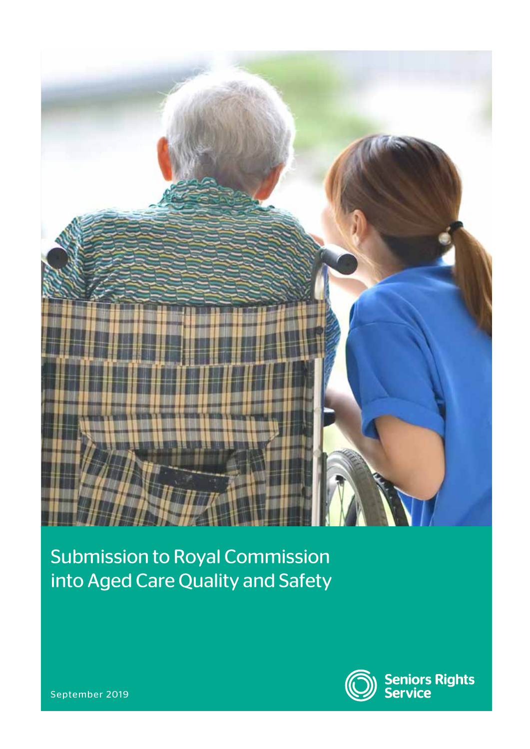# Submission to Royal Commission into Aged Care Quality and Safety

September 2019

Seniors Rights Service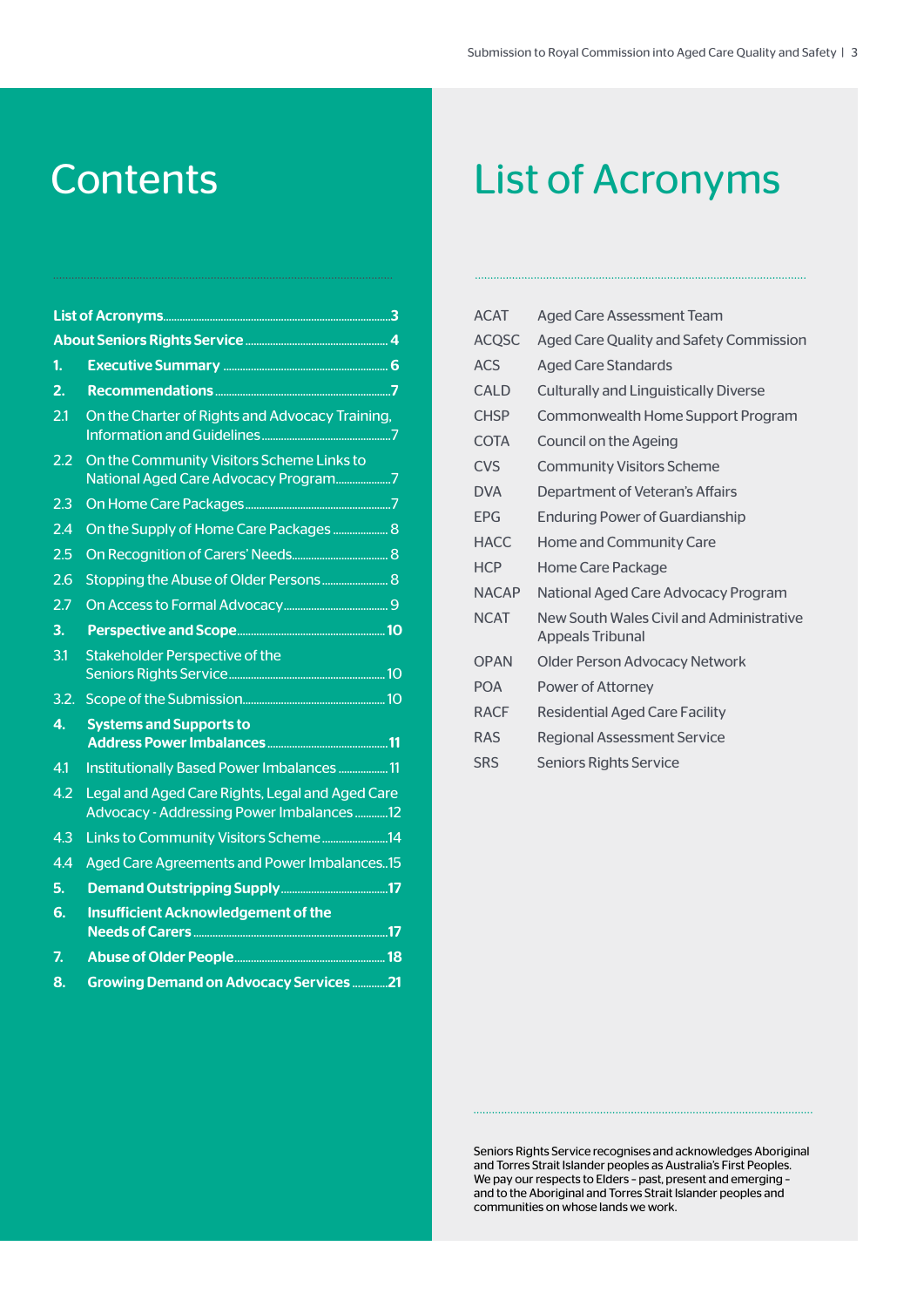# Contents

| | | |
|---|---|---|
| **List of Acronyms** | | **3** |
| **About Seniors Rights Service** | | **4** |
| **1.** | **Executive Summary** | **6** |
| **2.** | **Recommendations** | **7** |
| 2.1 | On the Charter of Rights and Advocacy Training, Information and Guidelines | 7 |
| 2.2 | On the Community Visitors Scheme Links to National Aged Care Advocacy Program | 7 |
| 2.3 | On Home Care Packages | 7 |
| 2.4 | On the Supply of Home Care Packages | 8 |
| 2.5 | On Recognition of Carers' Needs | 8 |
| 2.6 | Stopping the Abuse of Older Persons | 8 |
| 2.7 | On Access to Formal Advocacy | 9 |
| **3.** | **Perspective and Scope** | **10** |
| 3.1 | Stakeholder Perspective of the Seniors Rights Service | 10 |
| 3.2. | Scope of the Submission | 10 |
| **4.** | **Systems and Supports to Address Power Imbalances** | **11** |
| 4.1 | Institutionally Based Power Imbalances | 11 |
| 4.2 | Legal and Aged Care Rights, Legal and Aged Care Advocacy - Addressing Power Imbalances | 12 |
| 4.3 | Links to Community Visitors Scheme | 14 |
| 4.4 | Aged Care Agreements and Power Imbalances | 15 |
| **5.** | **Demand Outstripping Supply** | **17** |
| **6.** | **Insufficient Acknowledgement of the Needs of Carers** | **17** |
| **7.** | **Abuse of Older People** | **18** |
| **8.** | **Growing Demand on Advocacy Services** | **21** |

# List of Acronyms

| | |
|---|---|
| ACAT | Aged Care Assessment Team |
| ACQSC | Aged Care Quality and Safety Commission |
| ACS | Aged Care Standards |
| CALD | Culturally and Linguistically Diverse |
| CHSP | Commonwealth Home Support Program |
| COTA | Council on the Ageing |
| CVS | Community Visitors Scheme |
| DVA | Department of Veteran's Affairs |
| EPG | Enduring Power of Guardianship |
| HACC | Home and Community Care |
| HCP | Home Care Package |
| NACAP | National Aged Care Advocacy Program |
| NCAT | New South Wales Civil and Administrative Appeals Tribunal |
| OPAN | Older Person Advocacy Network |
| POA | Power of Attorney |
| RACF | Residential Aged Care Facility |
| RAS | Regional Assessment Service |
| SRS | Seniors Rights Service |

Seniors Rights Service recognises and acknowledges Aboriginal and Torres Strait Islander peoples as Australia's First Peoples. We pay our respects to Elders – past, present and emerging – and to the Aboriginal and Torres Strait Islander peoples and communities on whose lands we work.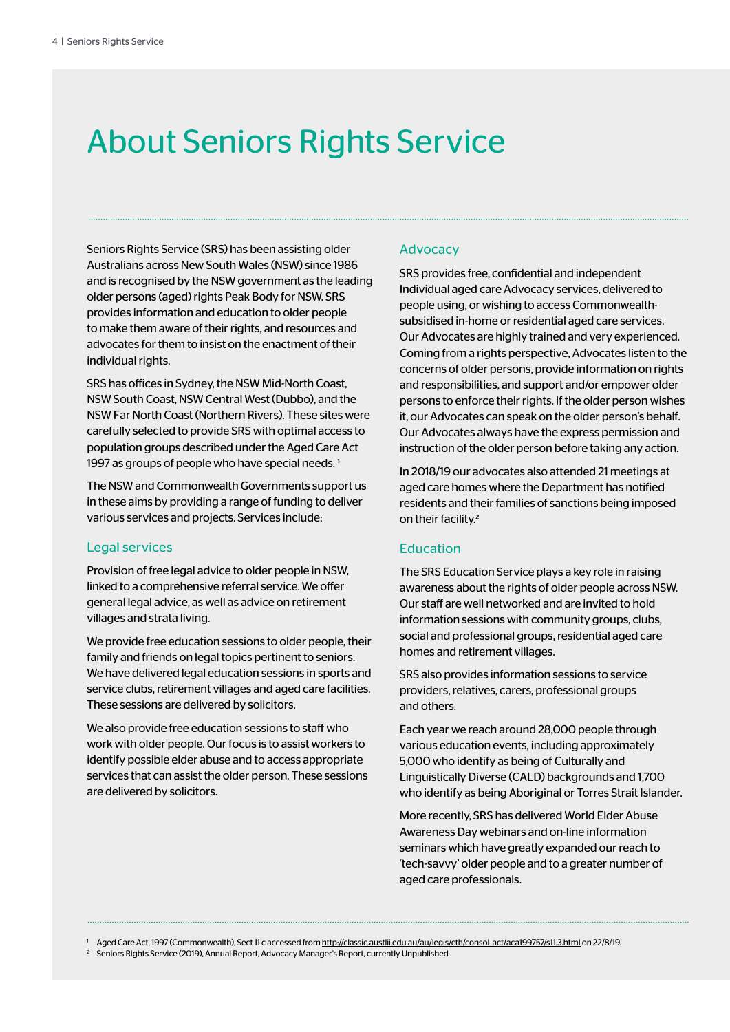# About Seniors Rights Service

Seniors Rights Service (SRS) has been assisting older Australians across New South Wales (NSW) since 1986 and is recognised by the NSW government as the leading older persons (aged) rights Peak Body for NSW. SRS provides information and education to older people to make them aware of their rights, and resources and advocates for them to insist on the enactment of their individual rights.

SRS has offices in Sydney, the NSW Mid-North Coast, NSW South Coast, NSW Central West (Dubbo), and the NSW Far North Coast (Northern Rivers). These sites were carefully selected to provide SRS with optimal access to population groups described under the Aged Care Act 1997 as groups of people who have special needs. [1]

The NSW and Commonwealth Governments support us in these aims by providing a range of funding to deliver various services and projects. Services include:

## Legal services

Provision of free legal advice to older people in NSW, linked to a comprehensive referral service. We offer general legal advice, as well as advice on retirement villages and strata living.

We provide free education sessions to older people, their family and friends on legal topics pertinent to seniors. We have delivered legal education sessions in sports and service clubs, retirement villages and aged care facilities. These sessions are delivered by solicitors.

We also provide free education sessions to staff who work with older people. Our focus is to assist workers to identify possible elder abuse and to access appropriate services that can assist the older person. These sessions are delivered by solicitors.

## Advocacy

SRS provides free, confidential and independent Individual aged care Advocacy services, delivered to people using, or wishing to access Commonwealth-subsidised in-home or residential aged care services. Our Advocates are highly trained and very experienced. Coming from a rights perspective, Advocates listen to the concerns of older persons, provide information on rights and responsibilities, and support and/or empower older persons to enforce their rights. If the older person wishes it, our Advocates can speak on the older person's behalf. Our Advocates always have the express permission and instruction of the older person before taking any action.

In 2018/19 our advocates also attended 21 meetings at aged care homes where the Department has notified residents and their families of sanctions being imposed on their facility.[2]

## Education

The SRS Education Service plays a key role in raising awareness about the rights of older people across NSW. Our staff are well networked and are invited to hold information sessions with community groups, clubs, social and professional groups, residential aged care homes and retirement villages.

SRS also provides information sessions to service providers, relatives, carers, professional groups and others.

Each year we reach around 28,000 people through various education events, including approximately 5,000 who identify as being of Culturally and Linguistically Diverse (CALD) backgrounds and 1,700 who identify as being Aboriginal or Torres Strait Islander.

More recently, SRS has delivered World Elder Abuse Awareness Day webinars and on-line information seminars which have greatly expanded our reach to 'tech-savvy' older people and to a greater number of aged care professionals.

---

[1] Aged Care Act, 1997 (Commonwealth), Sect 11.c accessed from http://classic.austlii.edu.au/au/legis/cth/consol_act/aca199757/s11.3.html on 22/8/19.

[2] Seniors Rights Service (2019), Annual Report, Advocacy Manager's Report, currently Unpublished.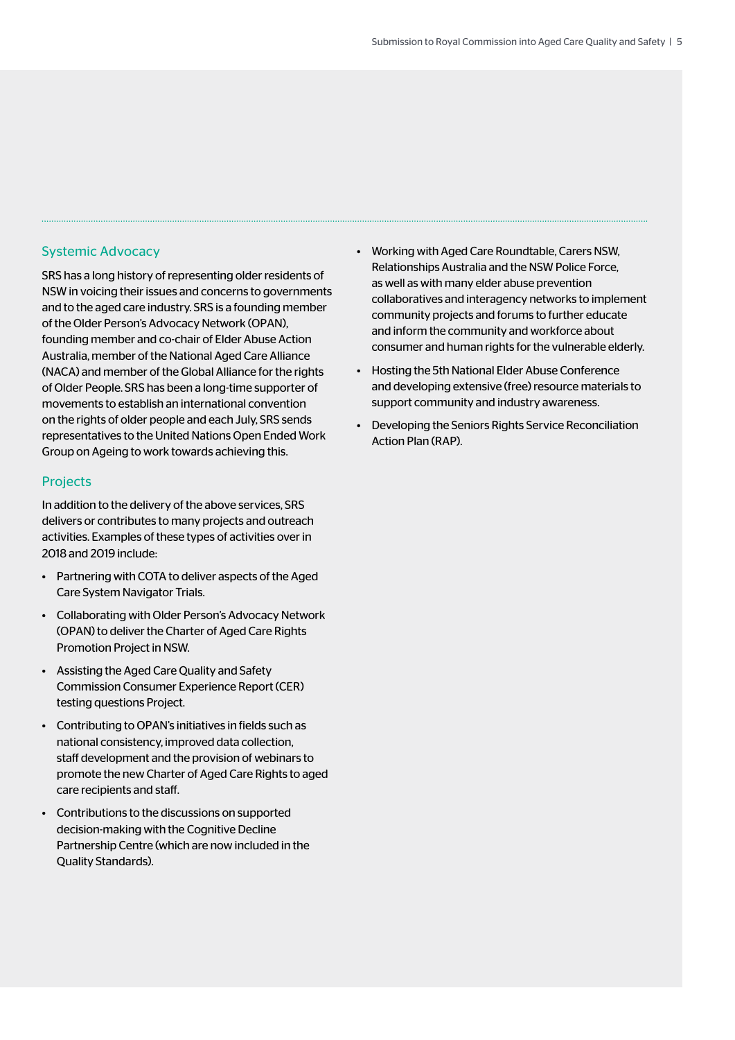## Systemic Advocacy

SRS has a long history of representing older residents of NSW in voicing their issues and concerns to governments and to the aged care industry. SRS is a founding member of the Older Person's Advocacy Network (OPAN), founding member and co-chair of Elder Abuse Action Australia, member of the National Aged Care Alliance (NACA) and member of the Global Alliance for the rights of Older People. SRS has been a long-time supporter of movements to establish an international convention on the rights of older people and each July, SRS sends representatives to the United Nations Open Ended Work Group on Ageing to work towards achieving this.

## Projects

In addition to the delivery of the above services, SRS delivers or contributes to many projects and outreach activities. Examples of these types of activities over in 2018 and 2019 include:

- Partnering with COTA to deliver aspects of the Aged Care System Navigator Trials.
- Collaborating with Older Person's Advocacy Network (OPAN) to deliver the Charter of Aged Care Rights Promotion Project in NSW.
- Assisting the Aged Care Quality and Safety Commission Consumer Experience Report (CER) testing questions Project.
- Contributing to OPAN's initiatives in fields such as national consistency, improved data collection, staff development and the provision of webinars to promote the new Charter of Aged Care Rights to aged care recipients and staff.
- Contributions to the discussions on supported decision-making with the Cognitive Decline Partnership Centre (which are now included in the Quality Standards).
- Working with Aged Care Roundtable, Carers NSW, Relationships Australia and the NSW Police Force, as well as with many elder abuse prevention collaboratives and interagency networks to implement community projects and forums to further educate and inform the community and workforce about consumer and human rights for the vulnerable elderly.
- Hosting the 5th National Elder Abuse Conference and developing extensive (free) resource materials to support community and industry awareness.
- Developing the Seniors Rights Service Reconciliation Action Plan (RAP).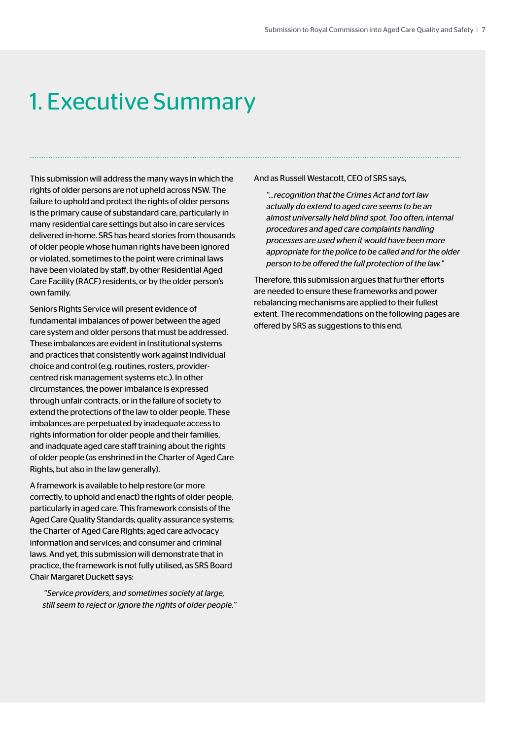# 1. Executive Summary

This submission will address the many ways in which the rights of older persons are not upheld across NSW. The failure to uphold and protect the rights of older persons is the primary cause of substandard care, particularly in many residential care settings but also in care services delivered in-home. SRS has heard stories from thousands of older people whose human rights have been ignored or violated, sometimes to the point were criminal laws have been violated by staff, by other Residential Aged Care Facility (RACF) residents, or by the older person's own family.

Seniors Rights Service will present evidence of fundamental imbalances of power between the aged care system and older persons that must be addressed. These imbalances are evident in Institutional systems and practices that consistently work against individual choice and control (e.g. routines, rosters, provider-centred risk management systems etc.). In other circumstances, the power imbalance is expressed through unfair contracts, or in the failure of society to extend the protections of the law to older people. These imbalances are perpetuated by inadequate access to rights information for older people and their families, and inadquate aged care staff training about the rights of older people (as enshrined in the Charter of Aged Care Rights, but also in the law generally).

A framework is available to help restore (or more correctly, to uphold and enact) the rights of older people, particularly in aged care. This framework consists of the Aged Care Quality Standards; quality assurance systems; the Charter of Aged Care Rights; aged care advocacy information and services; and consumer and criminal laws. And yet, this submission will demonstrate that in practice, the framework is not fully utilised, as SRS Board Chair Margaret Duckett says:

> *"Service providers, and sometimes society at large, still seem to reject or ignore the rights of older people."*

And as Russell Westacott, CEO of SRS says,

> *"...recognition that the Crimes Act and tort law actually do extend to aged care seems to be an almost universally held blind spot. Too often, internal procedures and aged care complaints handling processes are used when it would have been more appropriate for the police to be called and for the older person to be offered the full protection of the law."*

Therefore, this submission argues that further efforts are needed to ensure these frameworks and power rebalancing mechanisms are applied to their fullest extent. The recommendations on the following pages are offered by SRS as suggestions to this end.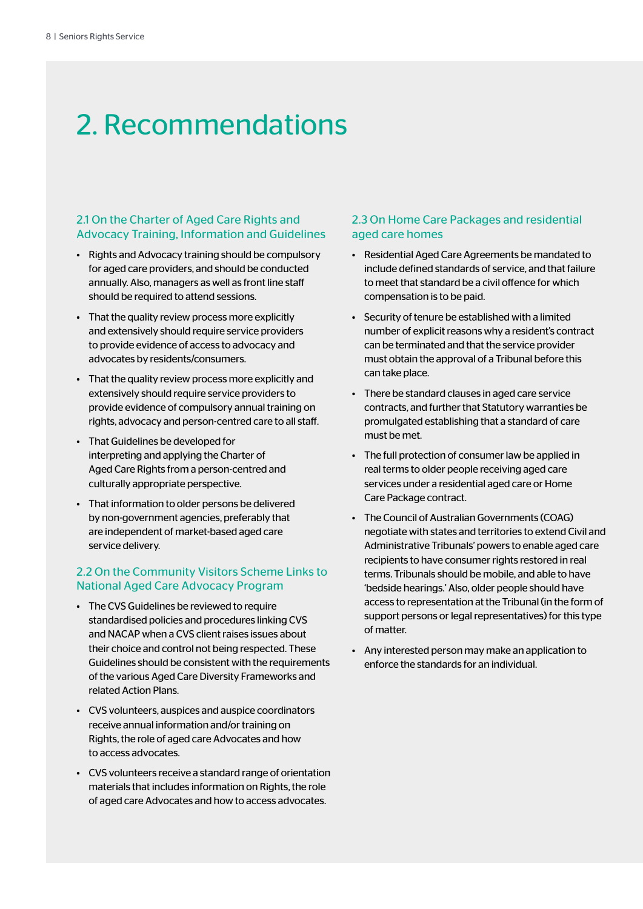# 2. Recommendations

### 2.1 On the Charter of Aged Care Rights and Advocacy Training, Information and Guidelines

- Rights and Advocacy training should be compulsory for aged care providers, and should be conducted annually. Also, managers as well as front line staff should be required to attend sessions.
- That the quality review process more explicitly and extensively should require service providers to provide evidence of access to advocacy and advocates by residents/consumers.
- That the quality review process more explicitly and extensively should require service providers to provide evidence of compulsory annual training on rights, advocacy and person-centred care to all staff.
- That Guidelines be developed for interpreting and applying the Charter of Aged Care Rights from a person-centred and culturally appropriate perspective.
- That information to older persons be delivered by non-government agencies, preferably that are independent of market-based aged care service delivery.

### 2.2 On the Community Visitors Scheme Links to National Aged Care Advocacy Program

- The CVS Guidelines be reviewed to require standardised policies and procedures linking CVS and NACAP when a CVS client raises issues about their choice and control not being respected. These Guidelines should be consistent with the requirements of the various Aged Care Diversity Frameworks and related Action Plans.
- CVS volunteers, auspices and auspice coordinators receive annual information and/or training on Rights, the role of aged care Advocates and how to access advocates.
- CVS volunteers receive a standard range of orientation materials that includes information on Rights, the role of aged care Advocates and how to access advocates.

### 2.3 On Home Care Packages and residential aged care homes

- Residential Aged Care Agreements be mandated to include defined standards of service, and that failure to meet that standard be a civil offence for which compensation is to be paid.
- Security of tenure be established with a limited number of explicit reasons why a resident's contract can be terminated and that the service provider must obtain the approval of a Tribunal before this can take place.
- There be standard clauses in aged care service contracts, and further that Statutory warranties be promulgated establishing that a standard of care must be met.
- The full protection of consumer law be applied in real terms to older people receiving aged care services under a residential aged care or Home Care Package contract.
- The Council of Australian Governments (COAG) negotiate with states and territories to extend Civil and Administrative Tribunals' powers to enable aged care recipients to have consumer rights restored in real terms. Tribunals should be mobile, and able to have 'bedside hearings.' Also, older people should have access to representation at the Tribunal (in the form of support persons or legal representatives) for this type of matter.
- Any interested person may make an application to enforce the standards for an individual.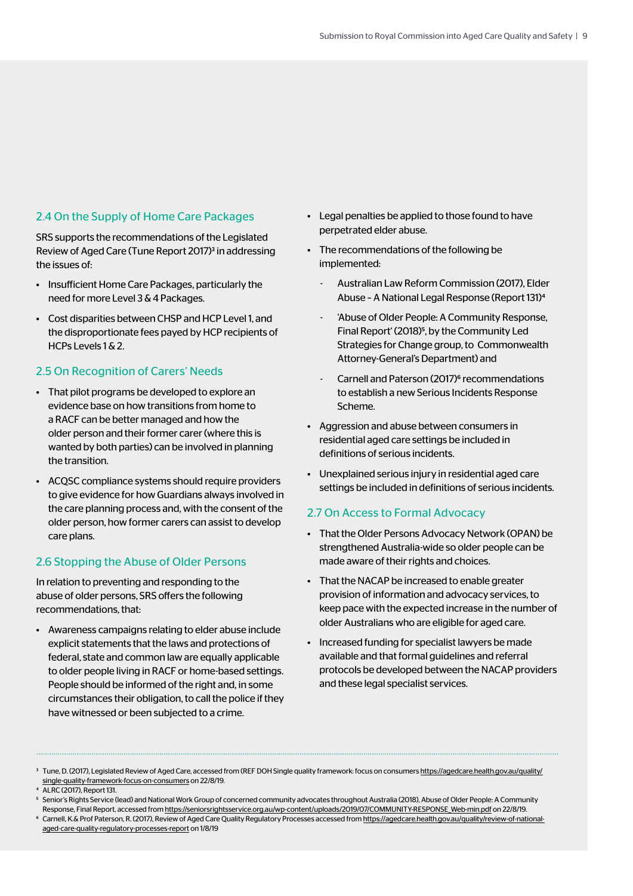## 2.4 On the Supply of Home Care Packages

SRS supports the recommendations of the Legislated Review of Aged Care (Tune Report 2017)[3] in addressing the issues of:

- Insufficient Home Care Packages, particularly the need for more Level 3 & 4 Packages.
- Cost disparities between CHSP and HCP Level 1, and the disproportionate fees payed by HCP recipients of HCPs Levels 1 & 2.

## 2.5 On Recognition of Carers' Needs

- That pilot programs be developed to explore an evidence base on how transitions from home to a RACF can be better managed and how the older person and their former carer (where this is wanted by both parties) can be involved in planning the transition.
- ACQSC compliance systems should require providers to give evidence for how Guardians always involved in the care planning process and, with the consent of the older person, how former carers can assist to develop care plans.

## 2.6 Stopping the Abuse of Older Persons

In relation to preventing and responding to the abuse of older persons, SRS offers the following recommendations, that:

- Awareness campaigns relating to elder abuse include explicit statements that the laws and protections of federal, state and common law are equally applicable to older people living in RACF or home-based settings. People should be informed of the right and, in some circumstances their obligation, to call the police if they have witnessed or been subjected to a crime.
- Legal penalties be applied to those found to have perpetrated elder abuse.
- The recommendations of the following be implemented:
  - Australian Law Reform Commission (2017), Elder Abuse – A National Legal Response (Report 131)[4]
  - 'Abuse of Older People: A Community Response, Final Report' (2018)[5], by the Community Led Strategies for Change group, to Commonwealth Attorney-General's Department) and
  - Carnell and Paterson (2017)[6] recommendations to establish a new Serious Incidents Response Scheme.
- Aggression and abuse between consumers in residential aged care settings be included in definitions of serious incidents.
- Unexplained serious injury in residential aged care settings be included in definitions of serious incidents.

## 2.7 On Access to Formal Advocacy

- That the Older Persons Advocacy Network (OPAN) be strengthened Australia-wide so older people can be made aware of their rights and choices.
- That the NACAP be increased to enable greater provision of information and advocacy services, to keep pace with the expected increase in the number of older Australians who are eligible for aged care.
- Increased funding for specialist lawyers be made available and that formal guidelines and referral protocols be developed between the NACAP providers and these legal specialist services.

---

[3] Tune, D. (2017), Legislated Review of Aged Care, accessed from (REF DOH Single quality framework: focus on consumers https://agedcare.health.gov.au/quality/single-quality-framework-focus-on-consumers on 22/8/19.

[4] ALRC (2017), Report 131.

[5] Senior's Rights Service (lead) and National Work Group of concerned community advocates throughout Australia (2018), Abuse of Older People: A Community Response, Final Report, accessed from https://seniorsrightsservice.org.au/wp-content/uploads/2019/07/COMMUNITY-RESPONSE_Web-min.pdf on 22/8/19.

[6] Carnell, K.& Prof Paterson, R. (2017), Review of Aged Care Quality Regulatory Processes accessed from https://agedcare.health.gov.au/quality/review-of-national-aged-care-quality-regulatory-processes-report on 1/8/19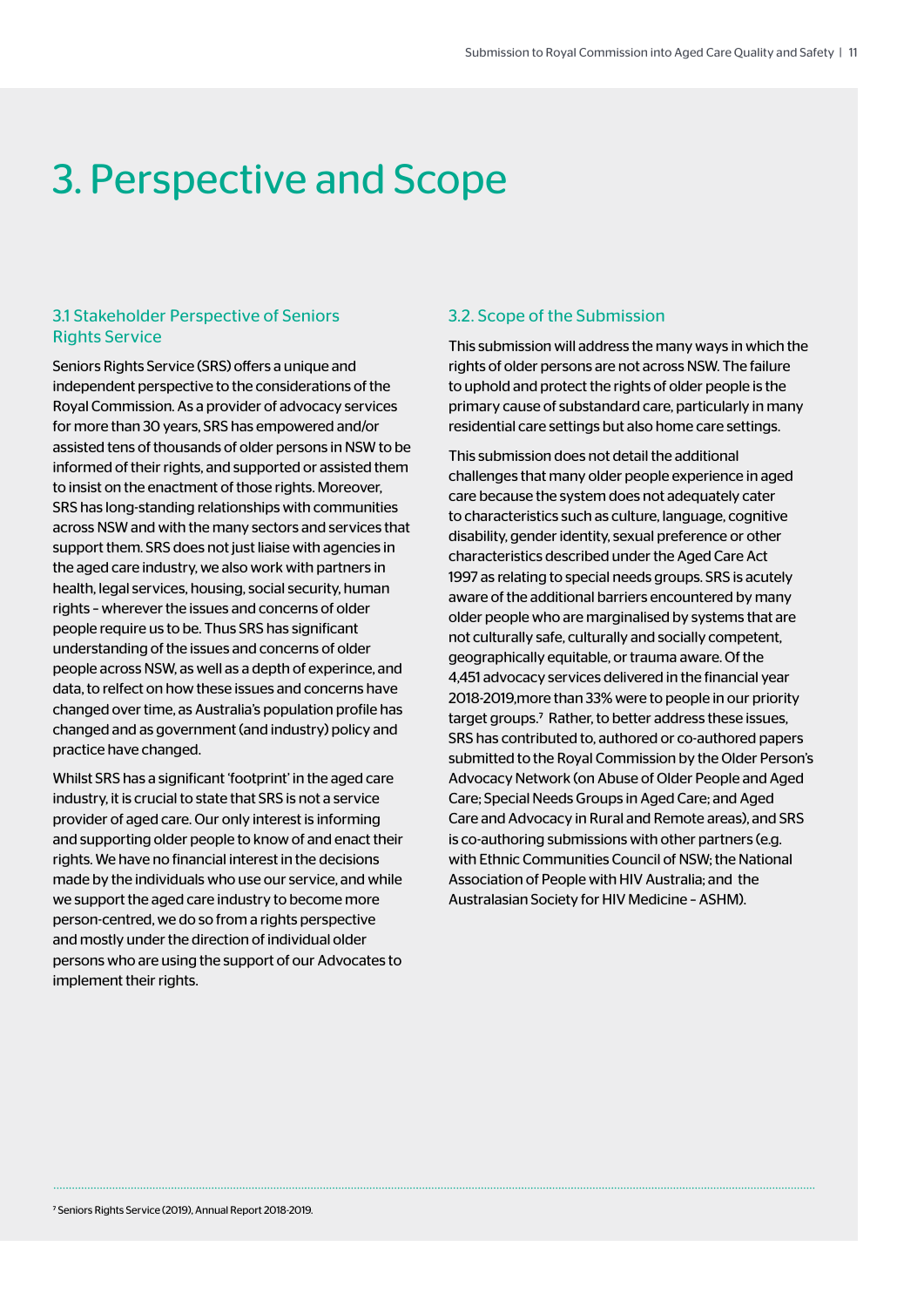# 3. Perspective and Scope

## 3.1 Stakeholder Perspective of Seniors Rights Service

Seniors Rights Service (SRS) offers a unique and independent perspective to the considerations of the Royal Commission. As a provider of advocacy services for more than 30 years, SRS has empowered and/or assisted tens of thousands of older persons in NSW to be informed of their rights, and supported or assisted them to insist on the enactment of those rights. Moreover, SRS has long-standing relationships with communities across NSW and with the many sectors and services that support them. SRS does not just liaise with agencies in the aged care industry, we also work with partners in health, legal services, housing, social security, human rights – wherever the issues and concerns of older people require us to be. Thus SRS has significant understanding of the issues and concerns of older people across NSW, as well as a depth of experince, and data, to relfect on how these issues and concerns have changed over time, as Australia's population profile has changed and as government (and industry) policy and practice have changed.

Whilst SRS has a significant 'footprint' in the aged care industry, it is crucial to state that SRS is not a service provider of aged care. Our only interest is informing and supporting older people to know of and enact their rights. We have no financial interest in the decisions made by the individuals who use our service, and while we support the aged care industry to become more person-centred, we do so from a rights perspective and mostly under the direction of individual older persons who are using the support of our Advocates to implement their rights.

## 3.2. Scope of the Submission

This submission will address the many ways in which the rights of older persons are not across NSW. The failure to uphold and protect the rights of older people is the primary cause of substandard care, particularly in many residential care settings but also home care settings.

This submission does not detail the additional challenges that many older people experience in aged care because the system does not adequately cater to characteristics such as culture, language, cognitive disability, gender identity, sexual preference or other characteristics described under the Aged Care Act 1997 as relating to special needs groups. SRS is acutely aware of the additional barriers encountered by many older people who are marginalised by systems that are not culturally safe, culturally and socially competent, geographically equitable, or trauma aware. Of the 4,451 advocacy services delivered in the financial year 2018-2019,more than 33% were to people in our priority target groups.[7] Rather, to better address these issues, SRS has contributed to, authored or co-authored papers submitted to the Royal Commission by the Older Person's Advocacy Network (on Abuse of Older People and Aged Care; Special Needs Groups in Aged Care; and Aged Care and Advocacy in Rural and Remote areas), and SRS is co-authoring submissions with other partners (e.g. with Ethnic Communities Council of NSW; the National Association of People with HIV Australia; and the Australasian Society for HIV Medicine – ASHM).

[7] Seniors Rights Service (2019), Annual Report 2018-2019.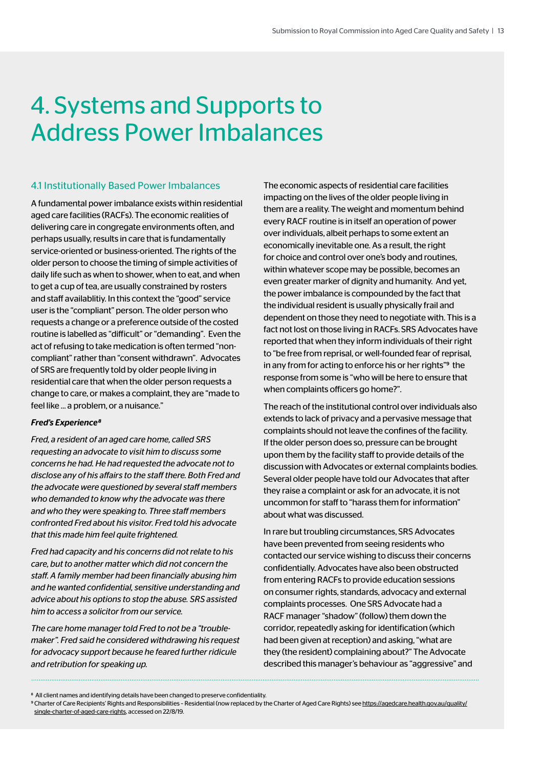# 4. Systems and Supports to Address Power Imbalances

## 4.1 Institutionally Based Power Imbalances

A fundamental power imbalance exists within residential aged care facilities (RACFs). The economic realities of delivering care in congregate environments often, and perhaps usually, results in care that is fundamentally service-oriented or business-oriented. The rights of the older person to choose the timing of simple activities of daily life such as when to shower, when to eat, and when to get a cup of tea, are usually constrained by rosters and staff availablitiy. In this context the "good" service user is the "compliant" person. The older person who requests a change or a preference outside of the costed routine is labelled as "difficult" or "demanding". Even the act of refusing to take medication is often termed "non-compliant" rather than "consent withdrawn". Advocates of SRS are frequently told by older people living in residential care that when the older person requests a change to care, or makes a complaint, they are "made to feel like ... a problem, or a nuisance."

***Fred's Experience*[8]**

*Fred, a resident of an aged care home, called SRS requesting an advocate to visit him to discuss some concerns he had. He had requested the advocate not to disclose any of his affairs to the staff there. Both Fred and the advocate were questioned by several staff members who demanded to know why the advocate was there and who they were speaking to. Three staff members confronted Fred about his visitor. Fred told his advocate that this made him feel quite frightened.*

*Fred had capacity and his concerns did not relate to his care, but to another matter which did not concern the staff. A family member had been financially abusing him and he wanted confidential, sensitive understanding and advice about his options to stop the abuse. SRS assisted him to access a solicitor from our service.*

*The care home manager told Fred to not be a "trouble-maker". Fred said he considered withdrawing his request for advocacy support because he feared further ridicule and retribution for speaking up.*

The economic aspects of residential care facilities impacting on the lives of the older people living in them are a reality. The weight and momentum behind every RACF routine is in itself an operation of power over individuals, albeit perhaps to some extent an economically inevitable one. As a result, the right for choice and control over one's body and routines, within whatever scope may be possible, becomes an even greater marker of dignity and humanity. And yet, the power imbalance is compounded by the fact that the individual resident is usually physically frail and dependent on those they need to negotiate with. This is a fact not lost on those living in RACFs. SRS Advocates have reported that when they inform individuals of their right to "be free from reprisal, or well-founded fear of reprisal, in any from for acting to enforce his or her rights"[9] the response from some is "who will be here to ensure that when complaints officers go home?".

The reach of the institutional control over individuals also extends to lack of privacy and a pervasive message that complaints should not leave the confines of the facility. If the older person does so, pressure can be brought upon them by the facility staff to provide details of the discussion with Advocates or external complaints bodies. Several older people have told our Advocates that after they raise a complaint or ask for an advocate, it is not uncommon for staff to "harass them for information" about what was discussed.

In rare but troubling circumstances, SRS Advocates have been prevented from seeing residents who contacted our service wishing to discuss their concerns confidentially. Advocates have also been obstructed from entering RACFs to provide education sessions on consumer rights, standards, advocacy and external complaints processes. One SRS Advocate had a RACF manager "shadow" (follow) them down the corridor, repeatedly asking for identification (which had been given at reception) and asking, "what are they (the resident) complaining about?" The Advocate described this manager's behaviour as "aggressive" and

---

[8] All client names and identifying details have been changed to preserve confidentiality.

[9] Charter of Care Recipients' Rights and Responsibilities – Residential (now replaced by the Charter of Aged Care Rights) see https://agedcare.health.gov.au/quality/single-charter-of-aged-care-rights, accessed on 22/8/19.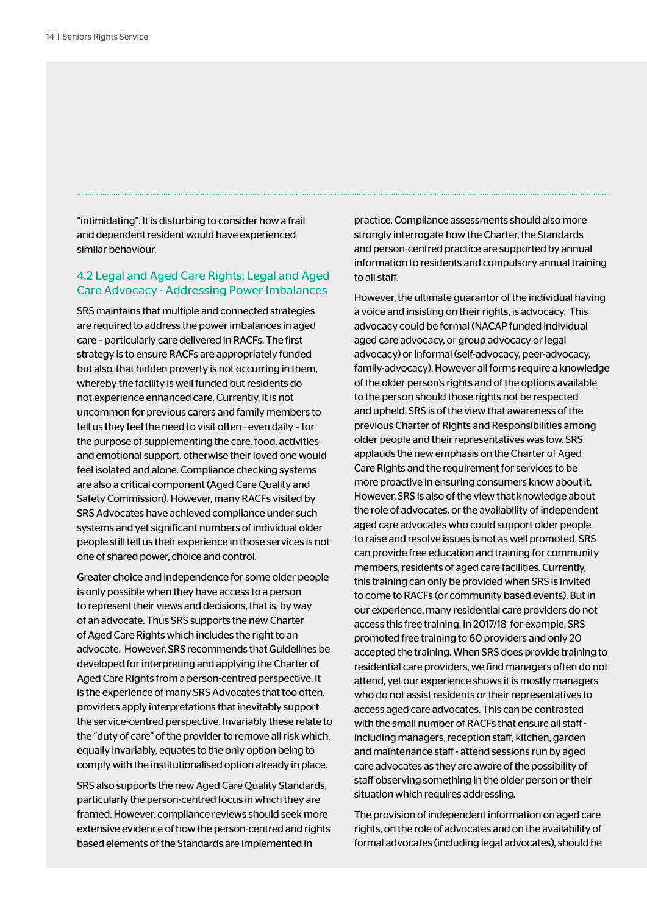"intimidating". It is disturbing to consider how a frail and dependent resident would have experienced similar behaviour.

## 4.2 Legal and Aged Care Rights, Legal and Aged Care Advocacy - Addressing Power Imbalances

SRS maintains that multiple and connected strategies are required to address the power imbalances in aged care – particularly care delivered in RACFs. The first strategy is to ensure RACFs are appropriately funded but also, that hidden proverty is not occurring in them, whereby the facility is well funded but residents do not experience enhanced care. Currently, It is not uncommon for previous carers and family members to tell us they feel the need to visit often - even daily – for the purpose of supplementing the care, food, activities and emotional support, otherwise their loved one would feel isolated and alone. Compliance checking systems are also a critical component (Aged Care Quality and Safety Commission). However, many RACFs visited by SRS Advocates have achieved compliance under such systems and yet significant numbers of individual older people still tell us their experience in those services is not one of shared power, choice and control.

Greater choice and independence for some older people is only possible when they have access to a person to represent their views and decisions, that is, by way of an advocate. Thus SRS supports the new Charter of Aged Care Rights which includes the right to an advocate. However, SRS recommends that Guidelines be developed for interpreting and applying the Charter of Aged Care Rights from a person-centred perspective. It is the experience of many SRS Advocates that too often, providers apply interpretations that inevitably support the service-centred perspective. Invariably these relate to the "duty of care" of the provider to remove all risk which, equally invariably, equates to the only option being to comply with the institutionalised option already in place.

SRS also supports the new Aged Care Quality Standards, particularly the person-centred focus in which they are framed. However, compliance reviews should seek more extensive evidence of how the person-centred and rights based elements of the Standards are implemented in practice. Compliance assessments should also more strongly interrogate how the Charter, the Standards and person-centred practice are supported by annual information to residents and compulsory annual training to all staff.

However, the ultimate guarantor of the individual having a voice and insisting on their rights, is advocacy. This advocacy could be formal (NACAP funded individual aged care advocacy, or group advocacy or legal advocacy) or informal (self-advocacy, peer-advocacy, family-advocacy). However all forms require a knowledge of the older person's rights and of the options available to the person should those rights not be respected and upheld. SRS is of the view that awareness of the previous Charter of Rights and Responsibilities among older people and their representatives was low. SRS applauds the new emphasis on the Charter of Aged Care Rights and the requirement for services to be more proactive in ensuring consumers know about it. However, SRS is also of the view that knowledge about the role of advocates, or the availability of independent aged care advocates who could support older people to raise and resolve issues is not as well promoted. SRS can provide free education and training for community members, residents of aged care facilities. Currently, this training can only be provided when SRS is invited to come to RACFs (or community based events). But in our experience, many residential care providers do not access this free training. In 2017/18 for example, SRS promoted free training to 60 providers and only 20 accepted the training. When SRS does provide training to residential care providers, we find managers often do not attend, yet our experience shows it is mostly managers who do not assist residents or their representatives to access aged care advocates. This can be contrasted with the small number of RACFs that ensure all staff - including managers, reception staff, kitchen, garden and maintenance staff - attend sessions run by aged care advocates as they are aware of the possibility of staff observing something in the older person or their situation which requires addressing.

The provision of independent information on aged care rights, on the role of advocates and on the availability of formal advocates (including legal advocates), should be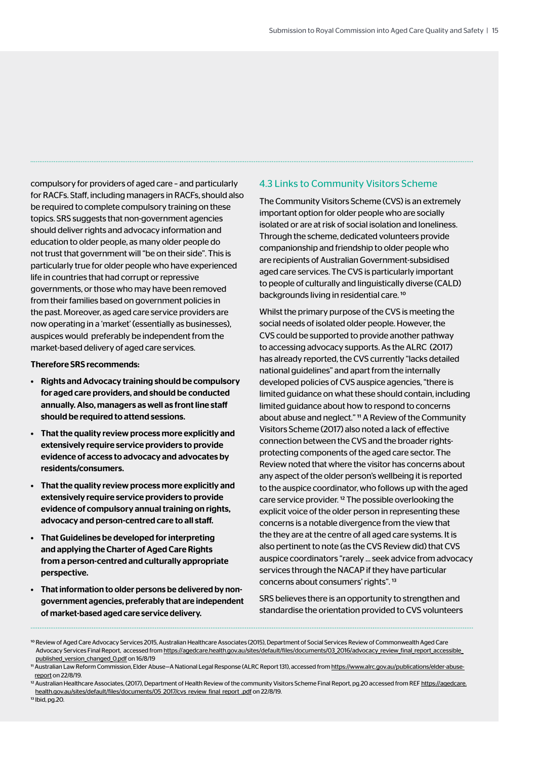compulsory for providers of aged care – and particularly for RACFs. Staff, including managers in RACFs, should also be required to complete compulsory training on these topics. SRS suggests that non-government agencies should deliver rights and advocacy information and education to older people, as many older people do not trust that government will "be on their side". This is particularly true for older people who have experienced life in countries that had corrupt or repressive governments, or those who may have been removed from their families based on government policies in the past. Moreover, as aged care service providers are now operating in a 'market' (essentially as businesses), auspices would preferably be independent from the market-based delivery of aged care services.

**Therefore SRS recommends:**

- **Rights and Advocacy training should be compulsory for aged care providers, and should be conducted annually. Also, managers as well as front line staff should be required to attend sessions.**
- **That the quality review process more explicitly and extensively require service providers to provide evidence of access to advocacy and advocates by residents/consumers.**
- **That the quality review process more explicitly and extensively require service providers to provide evidence of compulsory annual training on rights, advocacy and person-centred care to all staff.**
- **That Guidelines be developed for interpreting and applying the Charter of Aged Care Rights from a person-centred and culturally appropriate perspective.**
- **That information to older persons be delivered by non-government agencies, preferably that are independent of market-based aged care service delivery.**

## 4.3 Links to Community Visitors Scheme

The Community Visitors Scheme (CVS) is an extremely important option for older people who are socially isolated or are at risk of social isolation and loneliness. Through the scheme, dedicated volunteers provide companionship and friendship to older people who are recipients of Australian Government-subsidised aged care services. The CVS is particularly important to people of culturally and linguistically diverse (CALD) backgrounds living in residential care.[10]

Whilst the primary purpose of the CVS is meeting the social needs of isolated older people. However, the CVS could be supported to provide another pathway to accessing advocacy supports. As the ALRC (2017) has already reported, the CVS currently "lacks detailed national guidelines" and apart from the internally developed policies of CVS auspice agencies, "there is limited guidance on what these should contain, including limited guidance about how to respond to concerns about abuse and neglect."[11] A Review of the Community Visitors Scheme (2017) also noted a lack of effective connection between the CVS and the broader rights-protecting components of the aged care sector. The Review noted that where the visitor has concerns about any aspect of the older person's wellbeing it is reported to the auspice coordinator, who follows up with the aged care service provider.[12] The possible overlooking the explicit voice of the older person in representing these concerns is a notable divergence from the view that the they are at the centre of all aged care systems. It is also pertinent to note (as the CVS Review did) that CVS auspice coordinators "rarely ... seek advice from advocacy services through the NACAP if they have particular concerns about consumers' rights".[13]

SRS believes there is an opportunity to strengthen and standardise the orientation provided to CVS volunteers

---

[10] Review of Aged Care Advocacy Services 2015, Australian Healthcare Associates (2015), Department of Social Services Review of Commonwealth Aged Care Advocacy Services Final Report, accessed from https://agedcare.health.gov.au/sites/default/files/documents/03_2016/advocacy_review_final_report_accessible_published_version_changed_0.pdf on 16/8/19

[11] Australian Law Reform Commission, Elder Abuse—A National Legal Response (ALRC Report 131), accessed from https://www.alrc.gov.au/publications/elder-abuse-report on 22/8/19.

[12] Australian Healthcare Associates, (2017), Department of Health Review of the community Visitors Scheme Final Report, pg.20 accessed from REF https://agedcare.health.gov.au/sites/default/files/documents/05_2017/cvs_review_final_report_.pdf on 22/8/19.

[13] Ibid, pg.20.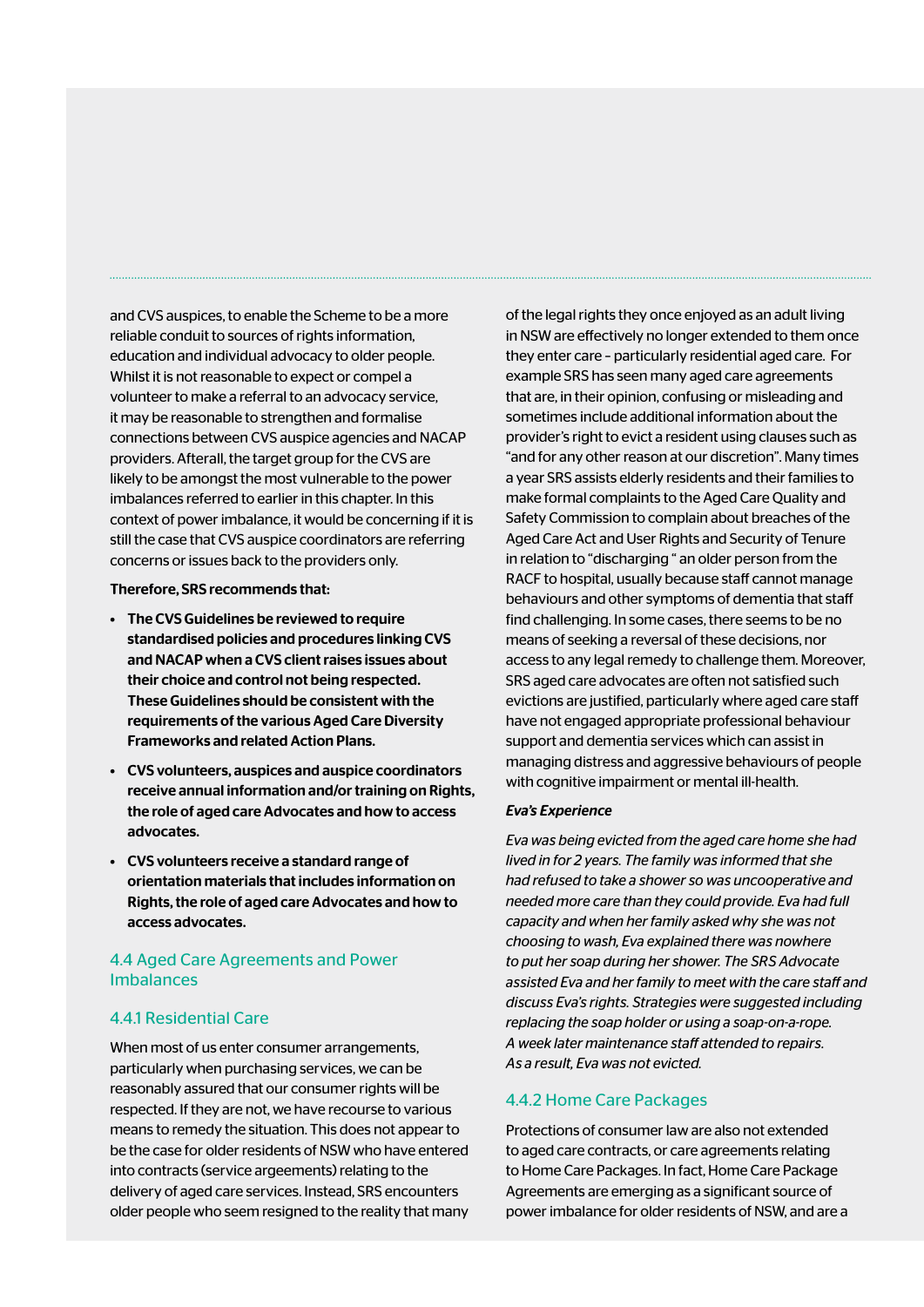and CVS auspices, to enable the Scheme to be a more reliable conduit to sources of rights information, education and individual advocacy to older people. Whilst it is not reasonable to expect or compel a volunteer to make a referral to an advocacy service, it may be reasonable to strengthen and formalise connections between CVS auspice agencies and NACAP providers. Afterall, the target group for the CVS are likely to be amongst the most vulnerable to the power imbalances referred to earlier in this chapter. In this context of power imbalance, it would be concerning if it is still the case that CVS auspice coordinators are referring concerns or issues back to the providers only.

**Therefore, SRS recommends that:**

- **The CVS Guidelines be reviewed to require standardised policies and procedures linking CVS and NACAP when a CVS client raises issues about their choice and control not being respected. These Guidelines should be consistent with the requirements of the various Aged Care Diversity Frameworks and related Action Plans.**
- **CVS volunteers, auspices and auspice coordinators receive annual information and/or training on Rights, the role of aged care Advocates and how to access advocates.**
- **CVS volunteers receive a standard range of orientation materials that includes information on Rights, the role of aged care Advocates and how to access advocates.**

## 4.4 Aged Care Agreements and Power Imbalances

### 4.4.1 Residential Care

When most of us enter consumer arrangements, particularly when purchasing services, we can be reasonably assured that our consumer rights will be respected. If they are not, we have recourse to various means to remedy the situation. This does not appear to be the case for older residents of NSW who have entered into contracts (service argeements) relating to the delivery of aged care services. Instead, SRS encounters older people who seem resigned to the reality that many of the legal rights they once enjoyed as an adult living in NSW are effectively no longer extended to them once they enter care – particularly residential aged care. For example SRS has seen many aged care agreements that are, in their opinion, confusing or misleading and sometimes include additional information about the provider's right to evict a resident using clauses such as "and for any other reason at our discretion". Many times a year SRS assists elderly residents and their families to make formal complaints to the Aged Care Quality and Safety Commission to complain about breaches of the Aged Care Act and User Rights and Security of Tenure in relation to "discharging " an older person from the RACF to hospital, usually because staff cannot manage behaviours and other symptoms of dementia that staff find challenging. In some cases, there seems to be no means of seeking a reversal of these decisions, nor access to any legal remedy to challenge them. Moreover, SRS aged care advocates are often not satisfied such evictions are justified, particularly where aged care staff have not engaged appropriate professional behaviour support and dementia services which can assist in managing distress and aggressive behaviours of people with cognitive impairment or mental ill-health.

***Eva's Experience***

*Eva was being evicted from the aged care home she had lived in for 2 years. The family was informed that she had refused to take a shower so was uncooperative and needed more care than they could provide. Eva had full capacity and when her family asked why she was not choosing to wash, Eva explained there was nowhere to put her soap during her shower. The SRS Advocate assisted Eva and her family to meet with the care staff and discuss Eva's rights. Strategies were suggested including replacing the soap holder or using a soap-on-a-rope. A week later maintenance staff attended to repairs. As a result, Eva was not evicted.*

### 4.4.2 Home Care Packages

Protections of consumer law are also not extended to aged care contracts, or care agreements relating to Home Care Packages. In fact, Home Care Package Agreements are emerging as a significant source of power imbalance for older residents of NSW, and are a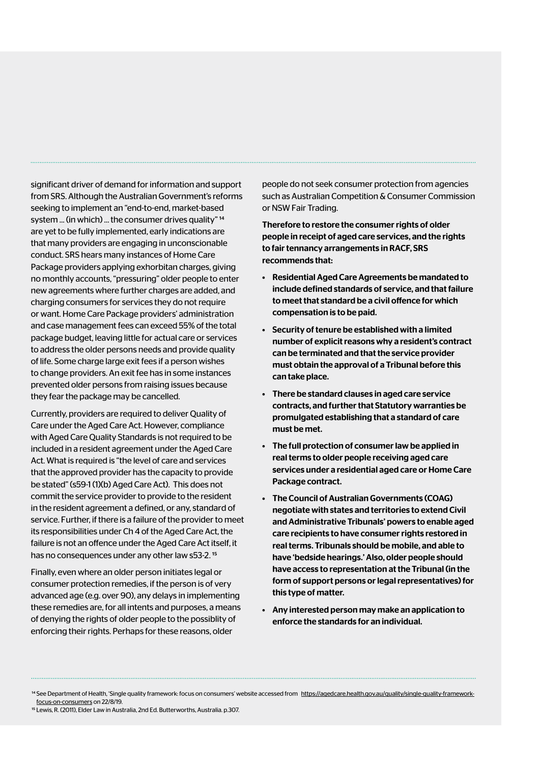significant driver of demand for information and support from SRS. Although the Australian Government's reforms seeking to implement an "end-to-end, market-based system ... (in which) ... the consumer drives quality" [14] are yet to be fully implemented, early indications are that many providers are engaging in unconscionable conduct. SRS hears many instances of Home Care Package providers applying exhorbitan charges, giving no monthly accounts, "pressuring" older people to enter new agreements where further charges are added, and charging consumers for services they do not require or want. Home Care Package providers' administration and case management fees can exceed 55% of the total package budget, leaving little for actual care or services to address the older persons needs and provide quality of life. Some charge large exit fees if a person wishes to change providers. An exit fee has in some instances prevented older persons from raising issues because they fear the package may be cancelled.

Currently, providers are required to deliver Quality of Care under the Aged Care Act. However, compliance with Aged Care Quality Standards is not required to be included in a resident agreement under the Aged Care Act. What is required is "the level of care and services that the approved provider has the capacity to provide be stated" (s59-1 (1)(b) Aged Care Act). This does not commit the service provider to provide to the resident in the resident agreement a defined, or any, standard of service. Further, if there is a failure of the provider to meet its responsibilities under Ch 4 of the Aged Care Act, the failure is not an offence under the Aged Care Act itself, it has no consequences under any other law s53-2. [15]

Finally, even where an older person initiates legal or consumer protection remedies, if the person is of very advanced age (e.g. over 90), any delays in implementing these remedies are, for all intents and purposes, a means of denying the rights of older people to the possiblity of enforcing their rights. Perhaps for these reasons, older people do not seek consumer protection from agencies such as Australian Competition & Consumer Commission or NSW Fair Trading.

**Therefore to restore the consumer rights of older people in receipt of aged care services, and the rights to fair tennancy arrangements in RACF, SRS recommends that:**

- **Residential Aged Care Agreements be mandated to include defined standards of service, and that failure to meet that standard be a civil offence for which compensation is to be paid.**
- **Security of tenure be established with a limited number of explicit reasons why a resident's contract can be terminated and that the service provider must obtain the approval of a Tribunal before this can take place.**
- **There be standard clauses in aged care service contracts, and further that Statutory warranties be promulgated establishing that a standard of care must be met.**
- **The full protection of consumer law be applied in real terms to older people receiving aged care services under a residential aged care or Home Care Package contract.**
- **The Council of Australian Governments (COAG) negotiate with states and territories to extend Civil and Administrative Tribunals' powers to enable aged care recipients to have consumer rights restored in real terms. Tribunals should be mobile, and able to have 'bedside hearings.' Also, older people should have access to representation at the Tribunal (in the form of support persons or legal representatives) for this type of matter.**
- **Any interested person may make an application to enforce the standards for an individual.**

[14] See Department of Health, 'Single quality framework: focus on consumers' website accessed from https://agedcare.health.gov.au/quality/single-quality-framework-focus-on-consumers on 22/8/19.

[15] Lewis, R. (2011), Elder Law in Australia, 2nd Ed. Butterworths, Australia. p.307.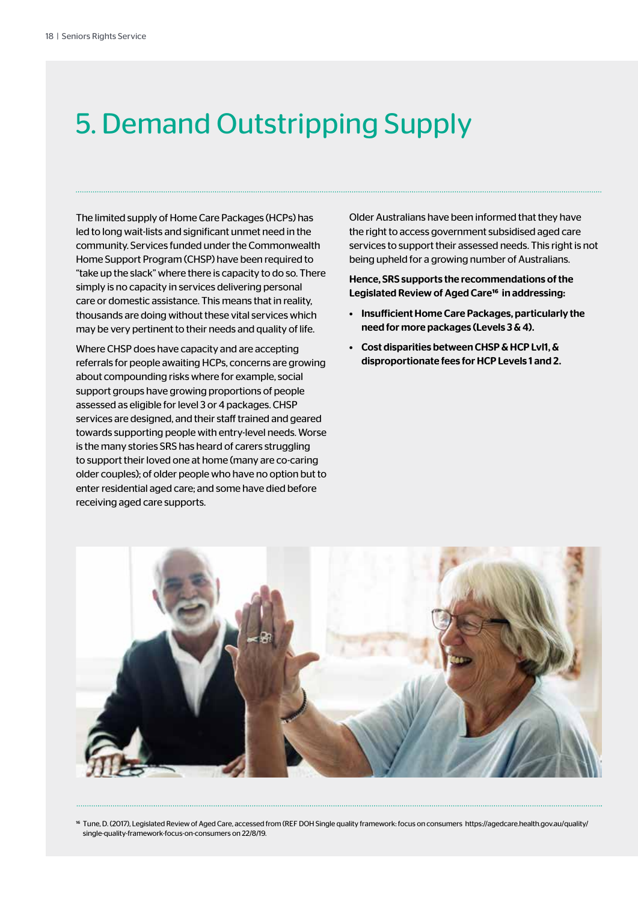# 5. Demand Outstripping Supply

The limited supply of Home Care Packages (HCPs) has led to long wait-lists and significant unmet need in the community. Services funded under the Commonwealth Home Support Program (CHSP) have been required to "take up the slack" where there is capacity to do so. There simply is no capacity in services delivering personal care or domestic assistance. This means that in reality, thousands are doing without these vital services which may be very pertinent to their needs and quality of life.

Where CHSP does have capacity and are accepting referrals for people awaiting HCPs, concerns are growing about compounding risks where for example, social support groups have growing proportions of people assessed as eligible for level 3 or 4 packages. CHSP services are designed, and their staff trained and geared towards supporting people with entry-level needs. Worse is the many stories SRS has heard of carers struggling to support their loved one at home (many are co-caring older couples); of older people who have no option but to enter residential aged care; and some have died before receiving aged care supports.

Older Australians have been informed that they have the right to access government subsidised aged care services to support their assessed needs. This right is not being upheld for a growing number of Australians.

**Hence, SRS supports the recommendations of the Legislated Review of Aged Care[16] in addressing:**

- **Insufficient Home Care Packages, particularly the need for more packages (Levels 3 & 4).**
- **Cost disparities between CHSP & HCP Lvl1, & disproportionate fees for HCP Levels 1 and 2.**

[16] Tune, D. (2017), Legislated Review of Aged Care, accessed from (REF DOH Single quality framework: focus on consumers https://agedcare.health.gov.au/quality/single-quality-framework-focus-on-consumers on 22/8/19.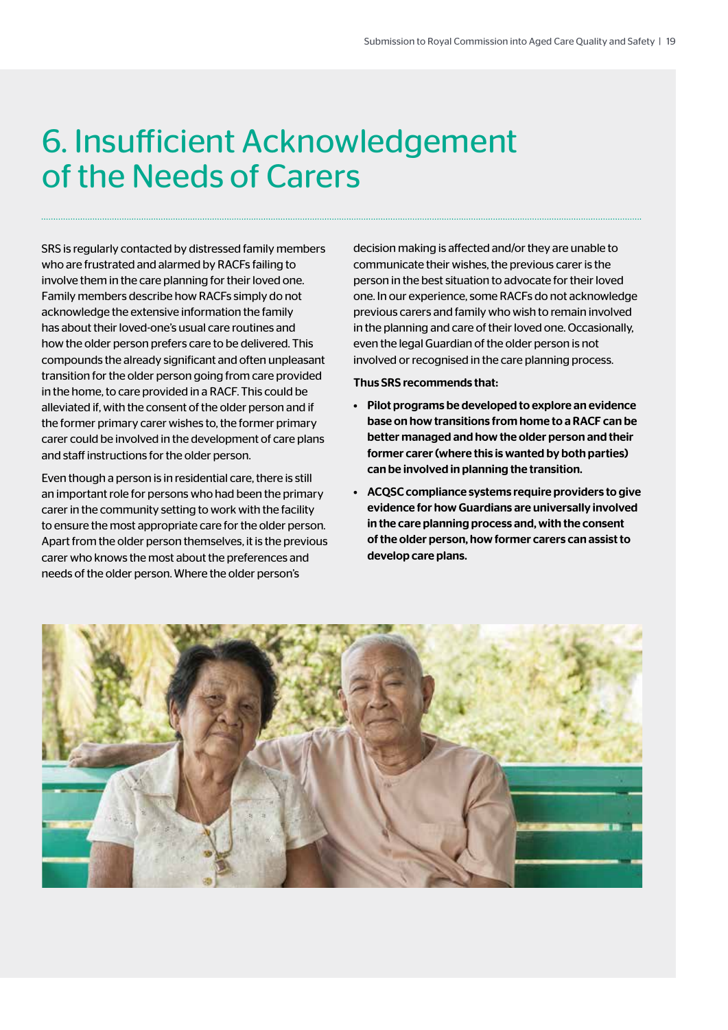# 6. Insufficient Acknowledgement of the Needs of Carers

SRS is regularly contacted by distressed family members who are frustrated and alarmed by RACFs failing to involve them in the care planning for their loved one. Family members describe how RACFs simply do not acknowledge the extensive information the family has about their loved-one's usual care routines and how the older person prefers care to be delivered. This compounds the already significant and often unpleasant transition for the older person going from care provided in the home, to care provided in a RACF. This could be alleviated if, with the consent of the older person and if the former primary carer wishes to, the former primary carer could be involved in the development of care plans and staff instructions for the older person.

Even though a person is in residential care, there is still an important role for persons who had been the primary carer in the community setting to work with the facility to ensure the most appropriate care for the older person. Apart from the older person themselves, it is the previous carer who knows the most about the preferences and needs of the older person. Where the older person's decision making is affected and/or they are unable to communicate their wishes, the previous carer is the person in the best situation to advocate for their loved one. In our experience, some RACFs do not acknowledge previous carers and family who wish to remain involved in the planning and care of their loved one. Occasionally, even the legal Guardian of the older person is not involved or recognised in the care planning process.

**Thus SRS recommends that:**

- **Pilot programs be developed to explore an evidence base on how transitions from home to a RACF can be better managed and how the older person and their former carer (where this is wanted by both parties) can be involved in planning the transition.**
- **ACQSC compliance systems require providers to give evidence for how Guardians are universally involved in the care planning process and, with the consent of the older person, how former carers can assist to develop care plans.**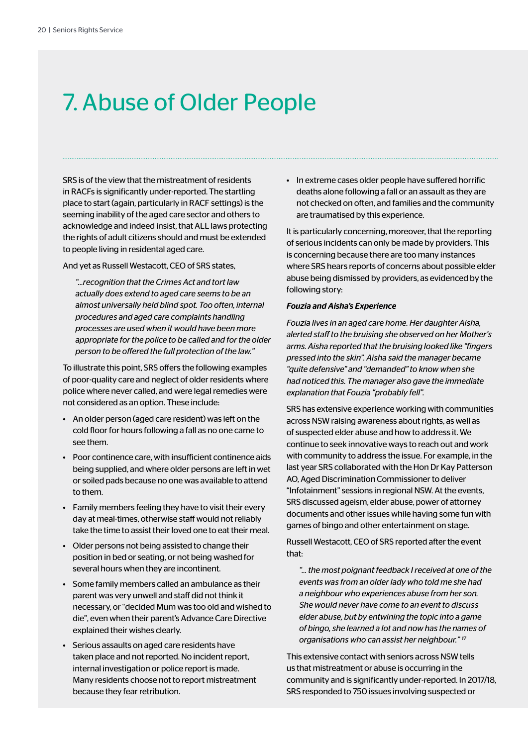# 7. Abuse of Older People

SRS is of the view that the mistreatment of residents in RACFs is significantly under-reported. The startling place to start (again, particularly in RACF settings) is the seeming inability of the aged care sector and others to acknowledge and indeed insist, that ALL laws protecting the rights of adult citizens should and must be extended to people living in residential aged care.

And yet as Russell Westacott, CEO of SRS states,

> *"...recognition that the Crimes Act and tort law actually does extend to aged care seems to be an almost universally held blind spot. Too often, internal procedures and aged care complaints handling processes are used when it would have been more appropriate for the police to be called and for the older person to be offered the full protection of the law."*

To illustrate this point, SRS offers the following examples of poor-quality care and neglect of older residents where police where never called, and were legal remedies were not considered as an option. These include:

- An older person (aged care resident) was left on the cold floor for hours following a fall as no one came to see them.
- Poor continence care, with insufficient continence aids being supplied, and where older persons are left in wet or soiled pads because no one was available to attend to them.
- Family members feeling they have to visit their every day at meal-times, otherwise staff would not reliably take the time to assist their loved one to eat their meal.
- Older persons not being assisted to change their position in bed or seating, or not being washed for several hours when they are incontinent.
- Some family members called an ambulance as their parent was very unwell and staff did not think it necessary, or "decided Mum was too old and wished to die", even when their parent's Advance Care Directive explained their wishes clearly.
- Serious assaults on aged care residents have taken place and not reported. No incident report, internal investigation or police report is made. Many residents choose not to report mistreatment because they fear retribution.
- In extreme cases older people have suffered horrific deaths alone following a fall or an assault as they are not checked on often, and families and the community are traumatised by this experience.

It is particularly concerning, moreover, that the reporting of serious incidents can only be made by providers. This is concerning because there are too many instances where SRS hears reports of concerns about possible elder abuse being dismissed by providers, as evidenced by the following story:

***Fouzia and Aisha's Experience***

*Fouzia lives in an aged care home. Her daughter Aisha, alerted staff to the bruising she observed on her Mother's arms. Aisha reported that the bruising looked like "fingers pressed into the skin". Aisha said the manager became "quite defensive" and "demanded" to know when she had noticed this. The manager also gave the immediate explanation that Fouzia "probably fell".*

SRS has extensive experience working with communities across NSW raising awareness about rights, as well as of suspected elder abuse and how to address it. We continue to seek innovative ways to reach out and work with community to address the issue. For example, in the last year SRS collaborated with the Hon Dr Kay Patterson AO, Aged Discrimination Commissioner to deliver "Infotainment" sessions in regional NSW. At the events, SRS discussed ageism, elder abuse, power of attorney documents and other issues while having some fun with games of bingo and other entertainment on stage.

Russell Westacott, CEO of SRS reported after the event that:

> *"... the most poignant feedback I received at one of the events was from an older lady who told me she had a neighbour who experiences abuse from her son. She would never have come to an event to discuss elder abuse, but by entwining the topic into a game of bingo, she learned a lot and now has the names of organisations who can assist her neighbour."* [17]

This extensive contact with seniors across NSW tells us that mistreatment or abuse is occurring in the community and is significantly under-reported. In 2017/18, SRS responded to 750 issues involving suspected or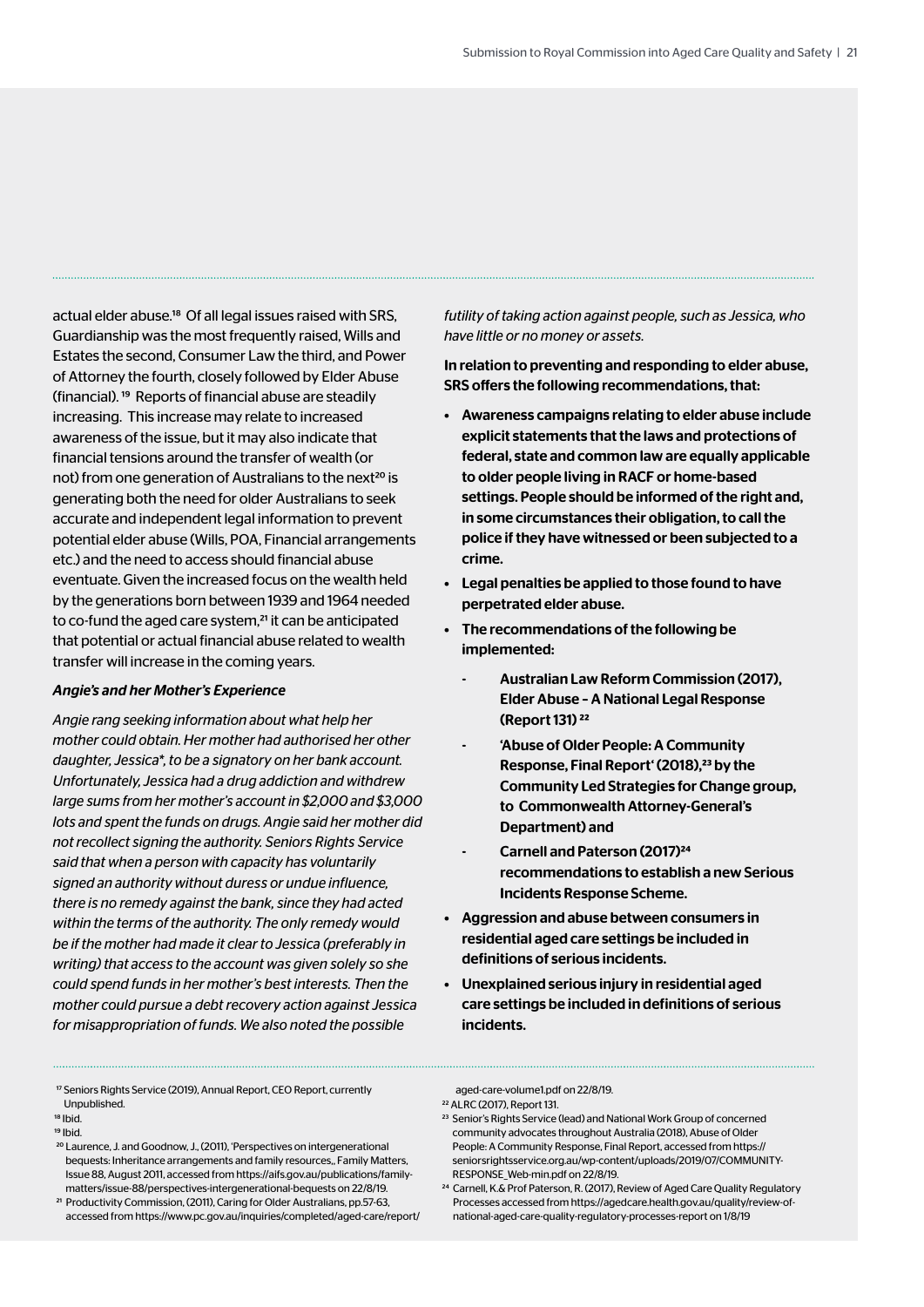actual elder abuse.[18] Of all legal issues raised with SRS, Guardianship was the most frequently raised, Wills and Estates the second, Consumer Law the third, and Power of Attorney the fourth, closely followed by Elder Abuse (financial).[19] Reports of financial abuse are steadily increasing. This increase may relate to increased awareness of the issue, but it may also indicate that financial tensions around the transfer of wealth (or not) from one generation of Australians to the next[20] is generating both the need for older Australians to seek accurate and independent legal information to prevent potential elder abuse (Wills, POA, Financial arrangements etc.) and the need to access should financial abuse eventuate. Given the increased focus on the wealth held by the generations born between 1939 and 1964 needed to co-fund the aged care system,[21] it can be anticipated that potential or actual financial abuse related to wealth transfer will increase in the coming years.

***Angie's and her Mother's Experience***

*Angie rang seeking information about what help her mother could obtain. Her mother had authorised her other daughter, Jessica*, to be a signatory on her bank account. Unfortunately, Jessica had a drug addiction and withdrew large sums from her mother's account in $2,000 and $3,000 lots and spent the funds on drugs. Angie said her mother did not recollect signing the authority. Seniors Rights Service said that when a person with capacity has voluntarily signed an authority without duress or undue influence, there is no remedy against the bank, since they had acted within the terms of the authority. The only remedy would be if the mother had made it clear to Jessica (preferably in writing) that access to the account was given solely so she could spend funds in her mother's best interests. Then the mother could pursue a debt recovery action against Jessica for misappropriation of funds. We also noted the possible futility of taking action against people, such as Jessica, who have little or no money or assets.*

**In relation to preventing and responding to elder abuse, SRS offers the following recommendations, that:**

- **Awareness campaigns relating to elder abuse include explicit statements that the laws and protections of federal, state and common law are equally applicable to older people living in RACF or home-based settings. People should be informed of the right and, in some circumstances their obligation, to call the police if they have witnessed or been subjected to a crime.**
- **Legal penalties be applied to those found to have perpetrated elder abuse.**
- **The recommendations of the following be implemented:**
    - **Australian Law Reform Commission (2017), Elder Abuse – A National Legal Response (Report 131)[22]**
    - **'Abuse of Older People: A Community Response, Final Report' (2018),[23] by the Community Led Strategies for Change group, to Commonwealth Attorney-General's Department) and**
    - **Carnell and Paterson (2017)[24] recommendations to establish a new Serious Incidents Response Scheme.**
- **Aggression and abuse between consumers in residential aged care settings be included in definitions of serious incidents.**
- **Unexplained serious injury in residential aged care settings be included in definitions of serious incidents.**

[17] Seniors Rights Service (2019), Annual Report, CEO Report, currently Unpublished.

[18] Ibid.

[19] Ibid.

[20] Laurence, J. and Goodnow, J., (2011), 'Perspectives on intergenerational bequests: Inheritance arrangements and family resources,, Family Matters, Issue 88, August 2011, accessed from https://aifs.gov.au/publications/family-matters/issue-88/perspectives-intergenerational-bequests on 22/8/19.

[21] Productivity Commission, (2011), Caring for Older Australians, pp.57-63, accessed from https://www.pc.gov.au/inquiries/completed/aged-care/report/aged-care-volume1.pdf on 22/8/19.

[22] ALRC (2017), Report 131.

[23] Senior's Rights Service (lead) and National Work Group of concerned community advocates throughout Australia (2018), Abuse of Older People: A Community Response, Final Report, accessed from https://seniorsrightsservice.org.au/wp-content/uploads/2019/07/COMMUNITY-RESPONSE_Web-min.pdf on 22/8/19.

[24] Carnell, K.& Prof Paterson, R. (2017), Review of Aged Care Quality Regulatory Processes accessed from https://agedcare.health.gov.au/quality/review-of-national-aged-care-quality-regulatory-processes-report on 1/8/19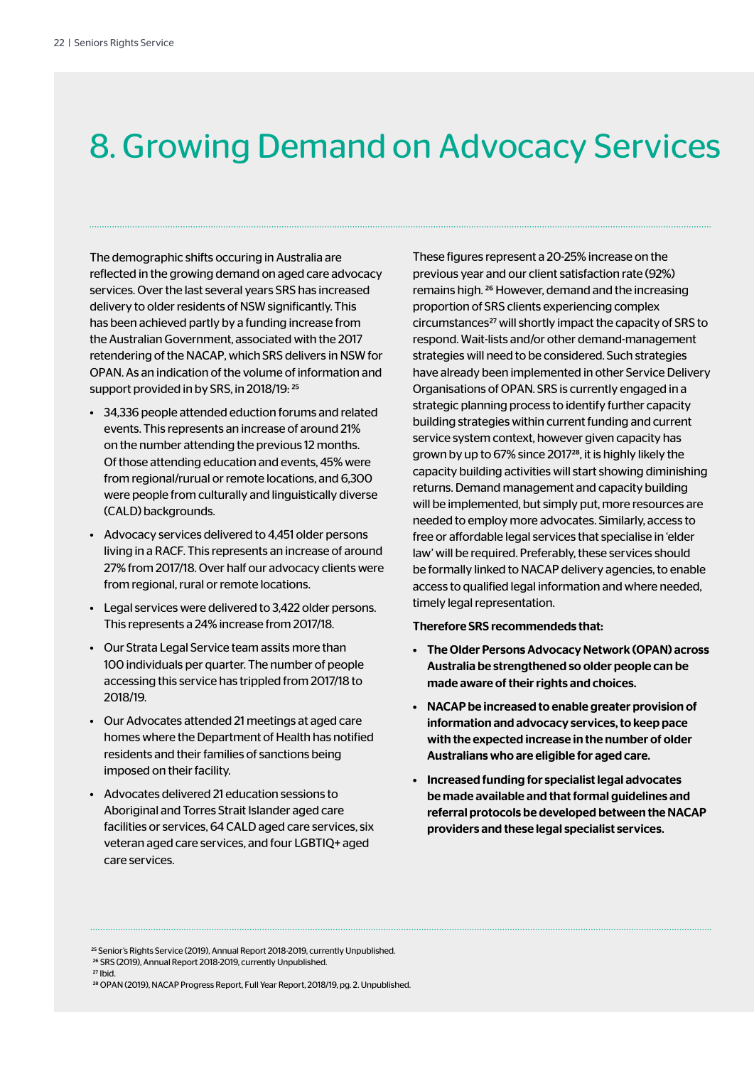# 8. Growing Demand on Advocacy Services

The demographic shifts occuring in Australia are reflected in the growing demand on aged care advocacy services. Over the last several years SRS has increased delivery to older residents of NSW significantly. This has been achieved partly by a funding increase from the Australian Government, associated with the 2017 retendering of the NACAP, which SRS delivers in NSW for OPAN. As an indication of the volume of information and support provided in by SRS, in 2018/19: [25]

- 34,336 people attended eduction forums and related events. This represents an increase of around 21% on the number attending the previous 12 months. Of those attending education and events, 45% were from regional/rurual or remote locations, and 6,300 were people from culturally and linguistically diverse (CALD) backgrounds.
- Advocacy services delivered to 4,451 older persons living in a RACF. This represents an increase of around 27% from 2017/18. Over half our advocacy clients were from regional, rural or remote locations.
- Legal services were delivered to 3,422 older persons. This represents a 24% increase from 2017/18.
- Our Strata Legal Service team assits more than 100 individuals per quarter. The number of people accessing this service has trippled from 2017/18 to 2018/19.
- Our Advocates attended 21 meetings at aged care homes where the Department of Health has notified residents and their families of sanctions being imposed on their facility.
- Advocates delivered 21 education sessions to Aboriginal and Torres Strait Islander aged care facilities or services, 64 CALD aged care services, six veteran aged care services, and four LGBTIQ+ aged care services.

These figures represent a 20-25% increase on the previous year and our client satisfaction rate (92%) remains high. [26] However, demand and the increasing proportion of SRS clients experiencing complex circumstances[27] will shortly impact the capacity of SRS to respond. Wait-lists and/or other demand-management strategies will need to be considered. Such strategies have already been implemented in other Service Delivery Organisations of OPAN. SRS is currently engaged in a strategic planning process to identify further capacity building strategies within current funding and current service system context, however given capacity has grown by up to 67% since 2017[28], it is highly likely the capacity building activities will start showing diminishing returns. Demand management and capacity building will be implemented, but simply put, more resources are needed to employ more advocates. Similarly, access to free or affordable legal services that specialise in 'elder law' will be required. Preferably, these services should be formally linked to NACAP delivery agencies, to enable access to qualified legal information and where needed, timely legal representation.

**Therefore SRS recommendeds that:**

- **The Older Persons Advocacy Network (OPAN) across Australia be strengthened so older people can be made aware of their rights and choices.**
- **NACAP be increased to enable greater provision of information and advocacy services, to keep pace with the expected increase in the number of older Australians who are eligible for aged care.**
- **Increased funding for specialist legal advocates be made available and that formal guidelines and referral protocols be developed between the NACAP providers and these legal specialist services.**

[25] Senior's Rights Service (2019), Annual Report 2018-2019, currently Unpublished.
[26] SRS (2019), Annual Report 2018-2019, currently Unpublished.
[27] Ibid.
[28] OPAN (2019), NACAP Progress Report, Full Year Report, 2018/19, pg. 2. Unpublished.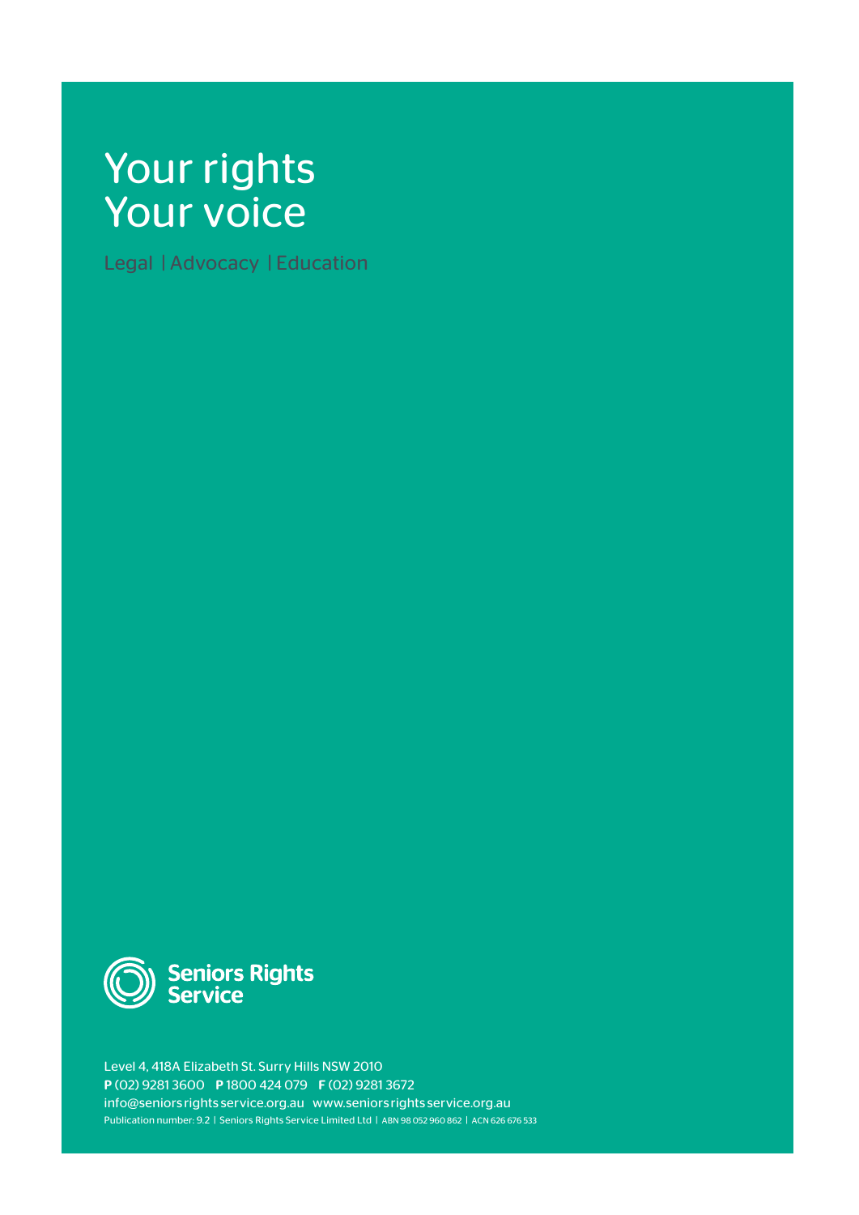# Your rights
# Your voice

Legal | Advocacy | Education

**Seniors Rights Service**

Level 4, 418A Elizabeth St. Surry Hills NSW 2010
**P** (02) 9281 3600 **P** 1800 424 079 **F** (02) 9281 3672
info@seniorsrightsservice.org.au www.seniorsrightsservice.org.au
Publication number: 9.2 | Seniors Rights Service Limited Ltd | ABN 98 052 960 862 | ACN 626 676 533